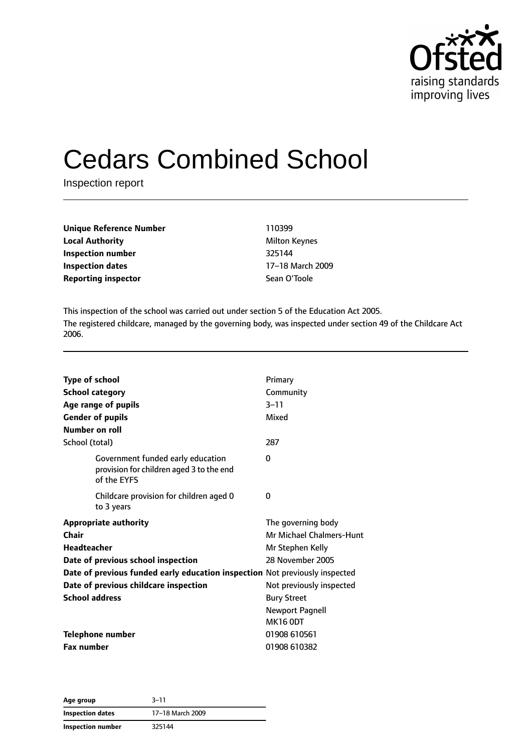# Cedars Combined School

Inspection report

| | |
|---|---|
| **Unique Reference Number** | 110399 |
| **Local Authority** | Milton Keynes |
| **Inspection number** | 325144 |
| **Inspection dates** | 17–18 March 2009 |
| **Reporting inspector** | Sean O'Toole |

This inspection of the school was carried out under section 5 of the Education Act 2005.

The registered childcare, managed by the governing body, was inspected under section 49 of the Childcare Act 2006.

| | |
|---|---|
| **Type of school** | Primary |
| **School category** | Community |
| **Age range of pupils** | 3–11 |
| **Gender of pupils** | Mixed |
| **Number on roll** | |
| School (total) | 287 |
| Government funded early education provision for children aged 3 to the end of the EYFS | 0 |
| Childcare provision for children aged 0 to 3 years | 0 |
| **Appropriate authority** | The governing body |
| **Chair** | Mr Michael Chalmers-Hunt |
| **Headteacher** | Mr Stephen Kelly |
| **Date of previous school inspection** | 28 November 2005 |
| **Date of previous funded early education inspection** | Not previously inspected |
| **Date of previous childcare inspection** | Not previously inspected |
| **School address** | Bury Street<br>Newport Pagnell<br>MK16 0DT |
| **Telephone number** | 01908 610561 |
| **Fax number** | 01908 610382 |

| | |
|---|---|
| **Age group** | 3–11 |
| **Inspection dates** | 17–18 March 2009 |
| **Inspection number** | 325144 |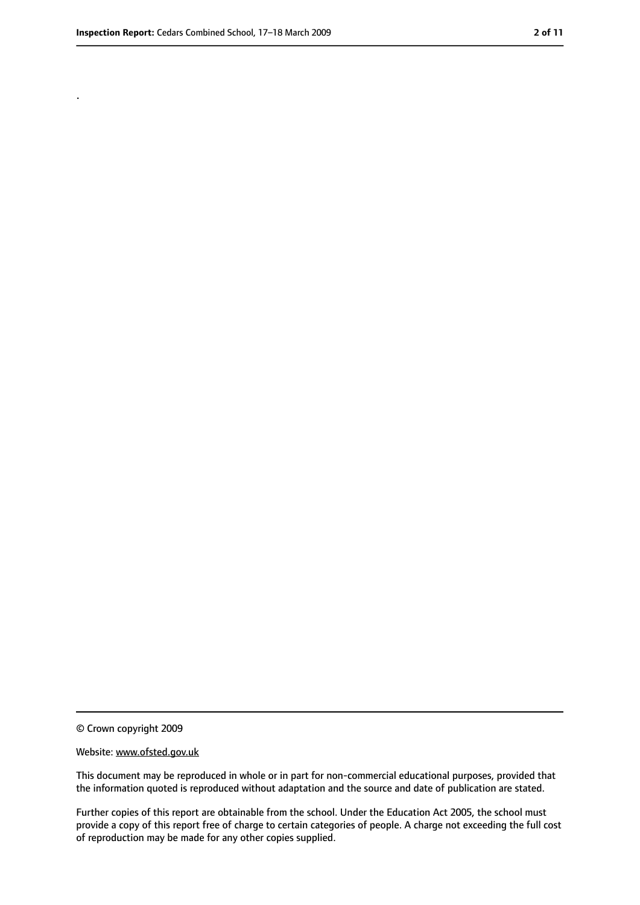.

© Crown copyright 2009

Website: www.ofsted.gov.uk

This document may be reproduced in whole or in part for non-commercial educational purposes, provided that the information quoted is reproduced without adaptation and the source and date of publication are stated.

Further copies of this report are obtainable from the school. Under the Education Act 2005, the school must provide a copy of this report free of charge to certain categories of people. A charge not exceeding the full cost of reproduction may be made for any other copies supplied.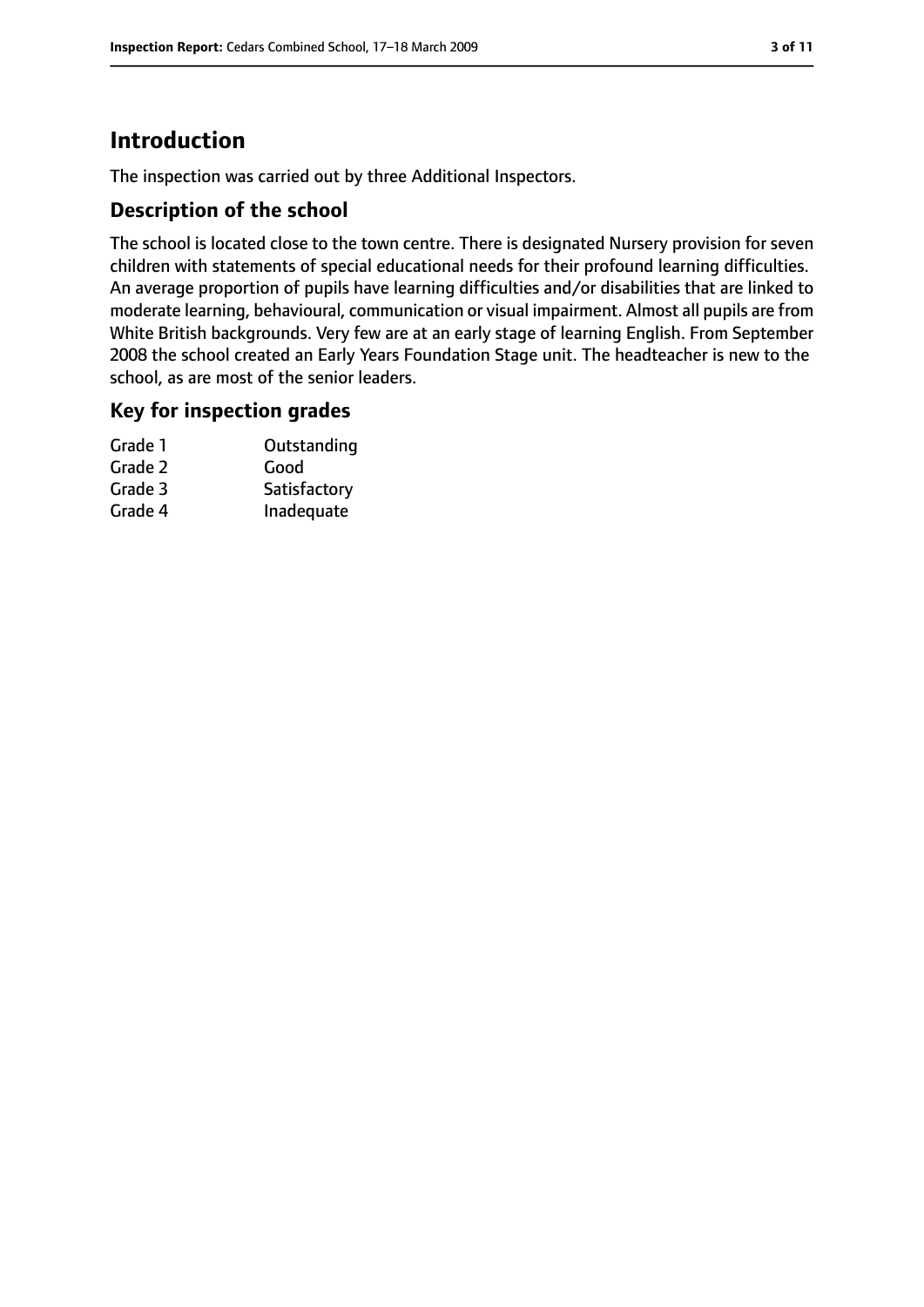# Introduction

The inspection was carried out by three Additional Inspectors.

## Description of the school

The school is located close to the town centre. There is designated Nursery provision for seven children with statements of special educational needs for their profound learning difficulties. An average proportion of pupils have learning difficulties and/or disabilities that are linked to moderate learning, behavioural, communication or visual impairment. Almost all pupils are from White British backgrounds. Very few are at an early stage of learning English. From September 2008 the school created an Early Years Foundation Stage unit. The headteacher is new to the school, as are most of the senior leaders.

## Key for inspection grades

| | |
|---|---|
| Grade 1 | Outstanding |
| Grade 2 | Good |
| Grade 3 | Satisfactory |
| Grade 4 | Inadequate |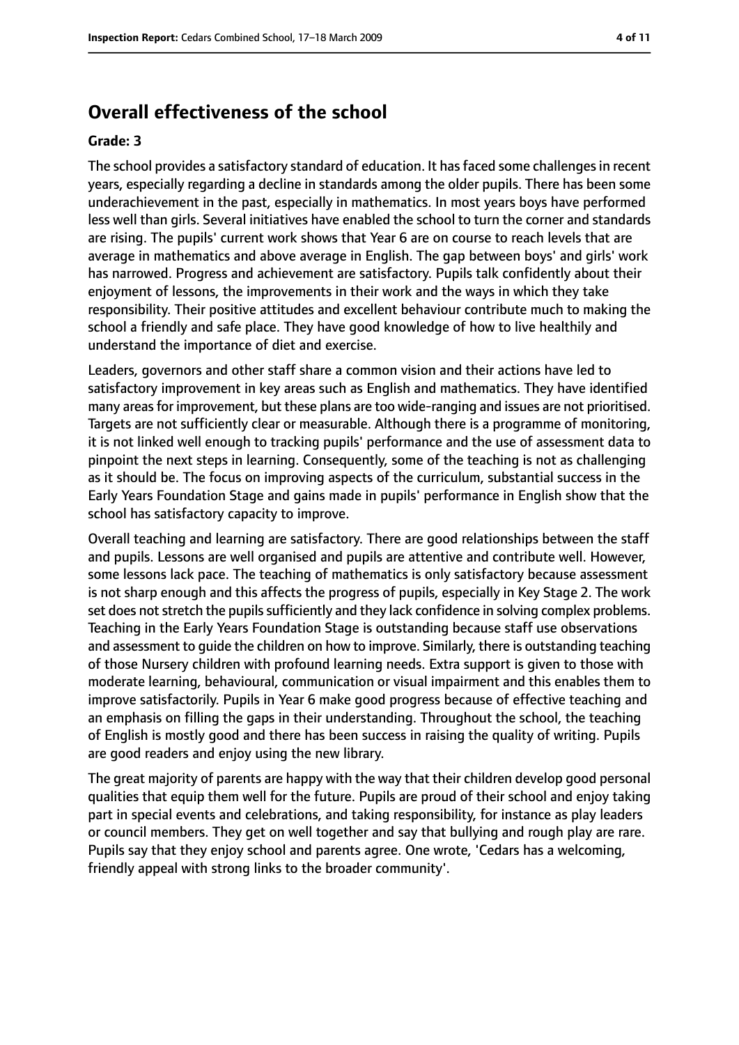## Overall effectiveness of the school

**Grade: 3**

The school provides a satisfactory standard of education. It has faced some challenges in recent years, especially regarding a decline in standards among the older pupils. There has been some underachievement in the past, especially in mathematics. In most years boys have performed less well than girls. Several initiatives have enabled the school to turn the corner and standards are rising. The pupils' current work shows that Year 6 are on course to reach levels that are average in mathematics and above average in English. The gap between boys' and girls' work has narrowed. Progress and achievement are satisfactory. Pupils talk confidently about their enjoyment of lessons, the improvements in their work and the ways in which they take responsibility. Their positive attitudes and excellent behaviour contribute much to making the school a friendly and safe place. They have good knowledge of how to live healthily and understand the importance of diet and exercise.

Leaders, governors and other staff share a common vision and their actions have led to satisfactory improvement in key areas such as English and mathematics. They have identified many areas for improvement, but these plans are too wide-ranging and issues are not prioritised. Targets are not sufficiently clear or measurable. Although there is a programme of monitoring, it is not linked well enough to tracking pupils' performance and the use of assessment data to pinpoint the next steps in learning. Consequently, some of the teaching is not as challenging as it should be. The focus on improving aspects of the curriculum, substantial success in the Early Years Foundation Stage and gains made in pupils' performance in English show that the school has satisfactory capacity to improve.

Overall teaching and learning are satisfactory. There are good relationships between the staff and pupils. Lessons are well organised and pupils are attentive and contribute well. However, some lessons lack pace. The teaching of mathematics is only satisfactory because assessment is not sharp enough and this affects the progress of pupils, especially in Key Stage 2. The work set does not stretch the pupils sufficiently and they lack confidence in solving complex problems. Teaching in the Early Years Foundation Stage is outstanding because staff use observations and assessment to guide the children on how to improve. Similarly, there is outstanding teaching of those Nursery children with profound learning needs. Extra support is given to those with moderate learning, behavioural, communication or visual impairment and this enables them to improve satisfactorily. Pupils in Year 6 make good progress because of effective teaching and an emphasis on filling the gaps in their understanding. Throughout the school, the teaching of English is mostly good and there has been success in raising the quality of writing. Pupils are good readers and enjoy using the new library.

The great majority of parents are happy with the way that their children develop good personal qualities that equip them well for the future. Pupils are proud of their school and enjoy taking part in special events and celebrations, and taking responsibility, for instance as play leaders or council members. They get on well together and say that bullying and rough play are rare. Pupils say that they enjoy school and parents agree. One wrote, 'Cedars has a welcoming, friendly appeal with strong links to the broader community'.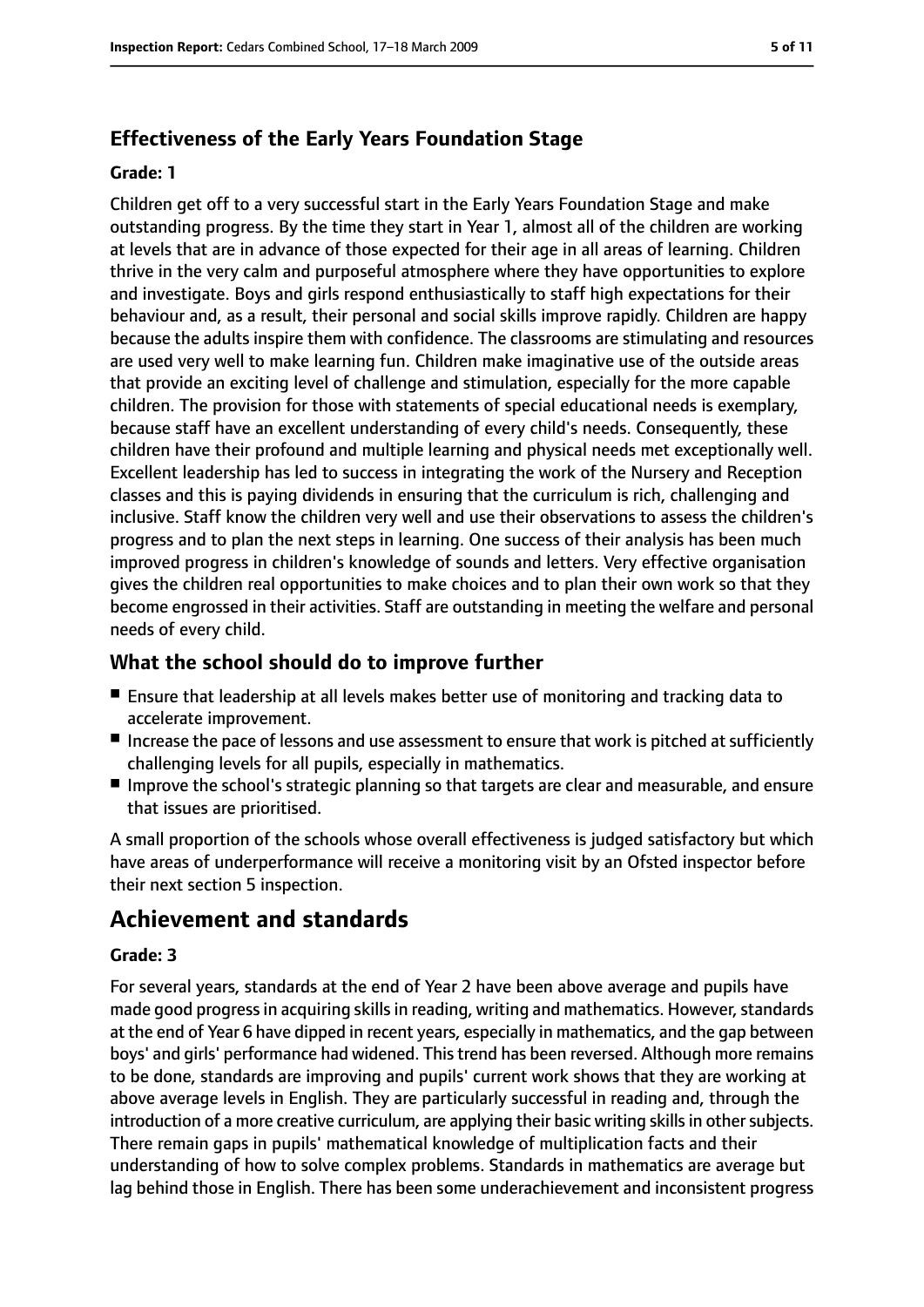### Effectiveness of the Early Years Foundation Stage

#### Grade: 1

Children get off to a very successful start in the Early Years Foundation Stage and make outstanding progress. By the time they start in Year 1, almost all of the children are working at levels that are in advance of those expected for their age in all areas of learning. Children thrive in the very calm and purposeful atmosphere where they have opportunities to explore and investigate. Boys and girls respond enthusiastically to staff high expectations for their behaviour and, as a result, their personal and social skills improve rapidly. Children are happy because the adults inspire them with confidence. The classrooms are stimulating and resources are used very well to make learning fun. Children make imaginative use of the outside areas that provide an exciting level of challenge and stimulation, especially for the more capable children. The provision for those with statements of special educational needs is exemplary, because staff have an excellent understanding of every child's needs. Consequently, these children have their profound and multiple learning and physical needs met exceptionally well. Excellent leadership has led to success in integrating the work of the Nursery and Reception classes and this is paying dividends in ensuring that the curriculum is rich, challenging and inclusive. Staff know the children very well and use their observations to assess the children's progress and to plan the next steps in learning. One success of their analysis has been much improved progress in children's knowledge of sounds and letters. Very effective organisation gives the children real opportunities to make choices and to plan their own work so that they become engrossed in their activities. Staff are outstanding in meeting the welfare and personal needs of every child.

### What the school should do to improve further

- Ensure that leadership at all levels makes better use of monitoring and tracking data to accelerate improvement.
- Increase the pace of lessons and use assessment to ensure that work is pitched at sufficiently challenging levels for all pupils, especially in mathematics.
- Improve the school's strategic planning so that targets are clear and measurable, and ensure that issues are prioritised.

A small proportion of the schools whose overall effectiveness is judged satisfactory but which have areas of underperformance will receive a monitoring visit by an Ofsted inspector before their next section 5 inspection.

## Achievement and standards

#### Grade: 3

For several years, standards at the end of Year 2 have been above average and pupils have made good progress in acquiring skills in reading, writing and mathematics. However, standards at the end of Year 6 have dipped in recent years, especially in mathematics, and the gap between boys' and girls' performance had widened. This trend has been reversed. Although more remains to be done, standards are improving and pupils' current work shows that they are working at above average levels in English. They are particularly successful in reading and, through the introduction of a more creative curriculum, are applying their basic writing skills in other subjects. There remain gaps in pupils' mathematical knowledge of multiplication facts and their understanding of how to solve complex problems. Standards in mathematics are average but lag behind those in English. There has been some underachievement and inconsistent progress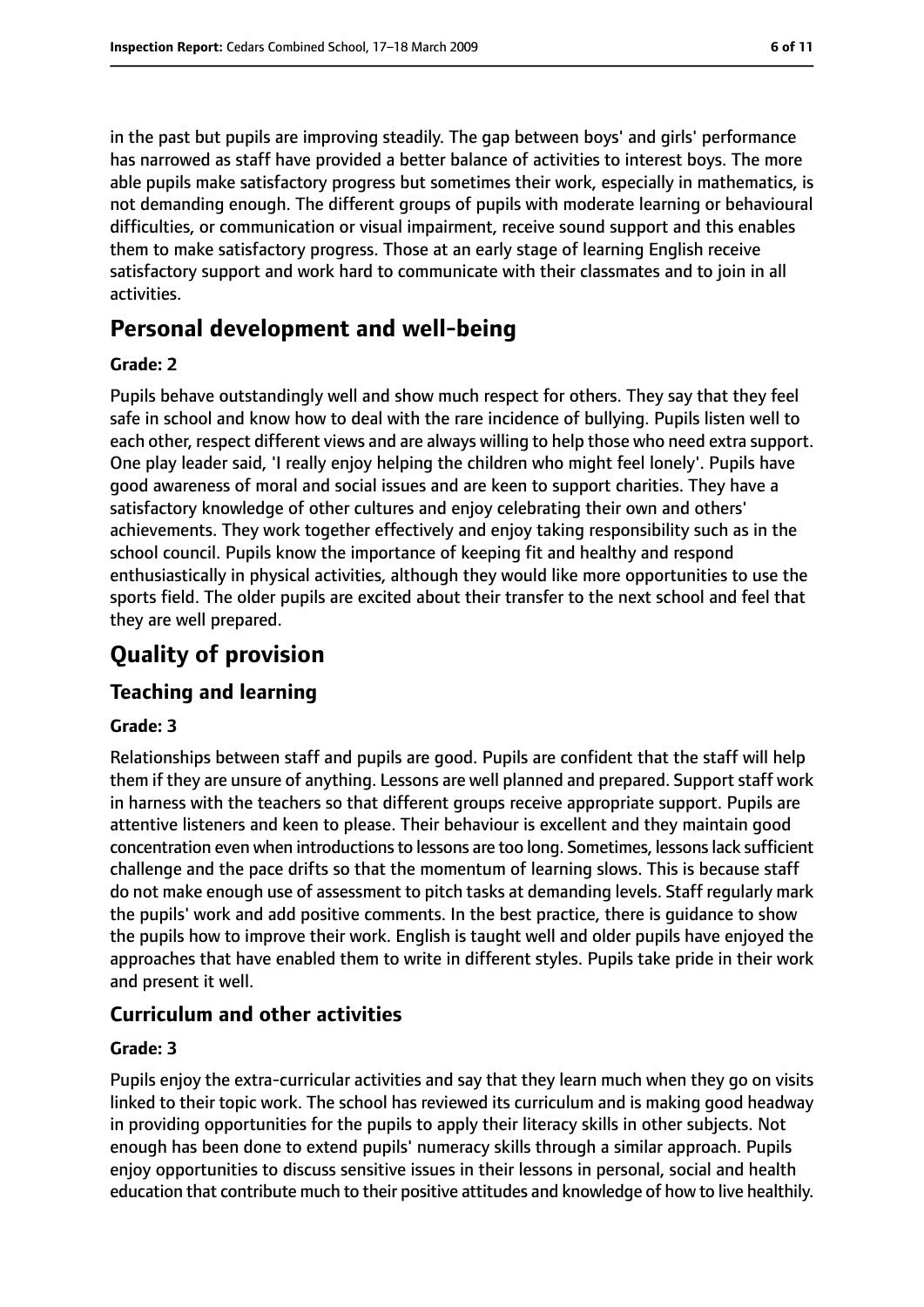in the past but pupils are improving steadily. The gap between boys' and girls' performance has narrowed as staff have provided a better balance of activities to interest boys. The more able pupils make satisfactory progress but sometimes their work, especially in mathematics, is not demanding enough. The different groups of pupils with moderate learning or behavioural difficulties, or communication or visual impairment, receive sound support and this enables them to make satisfactory progress. Those at an early stage of learning English receive satisfactory support and work hard to communicate with their classmates and to join in all activities.

## Personal development and well-being

#### Grade: 2

Pupils behave outstandingly well and show much respect for others. They say that they feel safe in school and know how to deal with the rare incidence of bullying. Pupils listen well to each other, respect different views and are always willing to help those who need extra support. One play leader said, 'I really enjoy helping the children who might feel lonely'. Pupils have good awareness of moral and social issues and are keen to support charities. They have a satisfactory knowledge of other cultures and enjoy celebrating their own and others' achievements. They work together effectively and enjoy taking responsibility such as in the school council. Pupils know the importance of keeping fit and healthy and respond enthusiastically in physical activities, although they would like more opportunities to use the sports field. The older pupils are excited about their transfer to the next school and feel that they are well prepared.

# Quality of provision

## Teaching and learning

#### Grade: 3

Relationships between staff and pupils are good. Pupils are confident that the staff will help them if they are unsure of anything. Lessons are well planned and prepared. Support staff work in harness with the teachers so that different groups receive appropriate support. Pupils are attentive listeners and keen to please. Their behaviour is excellent and they maintain good concentration even when introductions to lessons are too long. Sometimes, lessons lack sufficient challenge and the pace drifts so that the momentum of learning slows. This is because staff do not make enough use of assessment to pitch tasks at demanding levels. Staff regularly mark the pupils' work and add positive comments. In the best practice, there is guidance to show the pupils how to improve their work. English is taught well and older pupils have enjoyed the approaches that have enabled them to write in different styles. Pupils take pride in their work and present it well.

## Curriculum and other activities

#### Grade: 3

Pupils enjoy the extra-curricular activities and say that they learn much when they go on visits linked to their topic work. The school has reviewed its curriculum and is making good headway in providing opportunities for the pupils to apply their literacy skills in other subjects. Not enough has been done to extend pupils' numeracy skills through a similar approach. Pupils enjoy opportunities to discuss sensitive issues in their lessons in personal, social and health education that contribute much to their positive attitudes and knowledge of how to live healthily.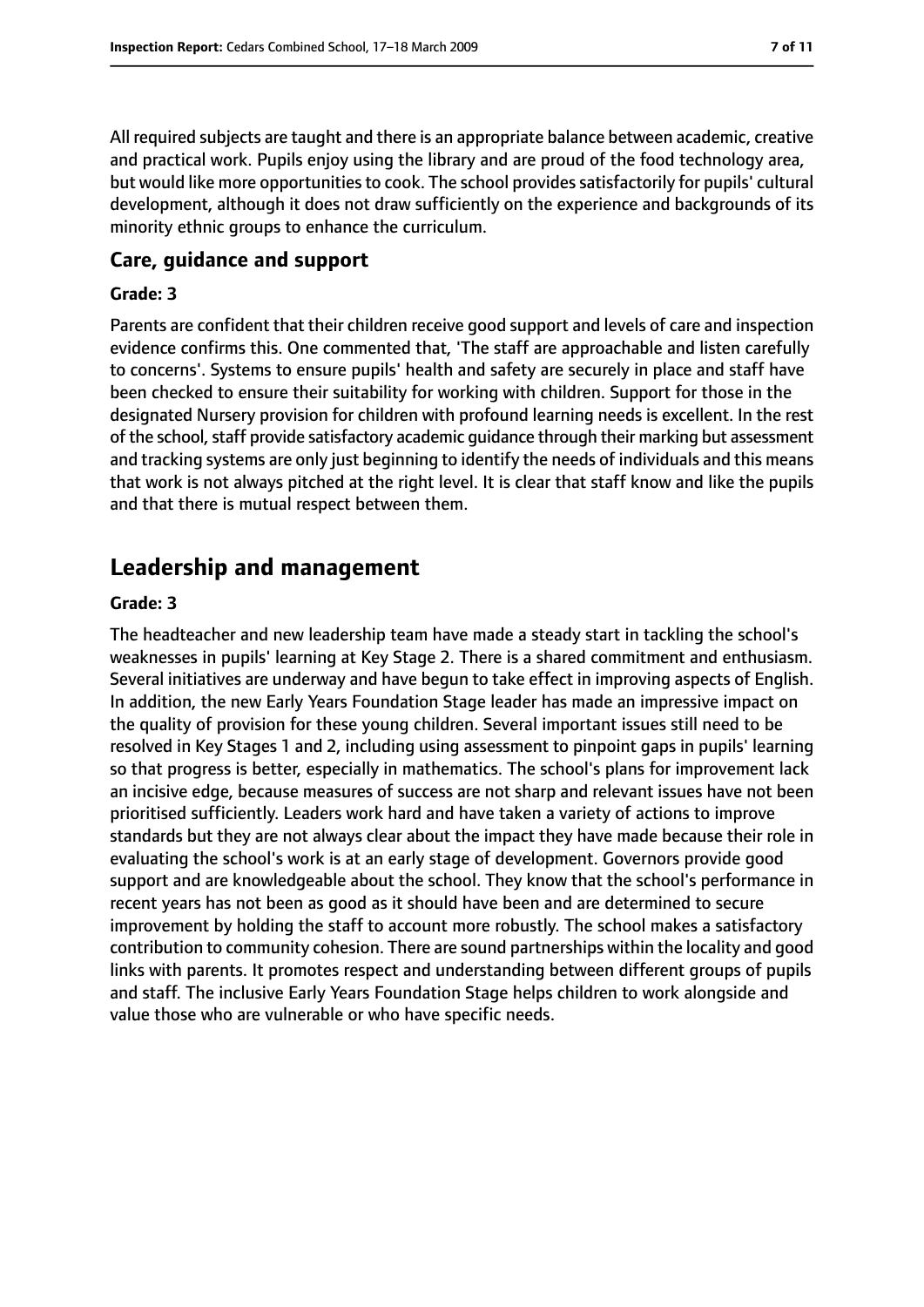All required subjects are taught and there is an appropriate balance between academic, creative and practical work. Pupils enjoy using the library and are proud of the food technology area, but would like more opportunities to cook. The school provides satisfactorily for pupils' cultural development, although it does not draw sufficiently on the experience and backgrounds of its minority ethnic groups to enhance the curriculum.

### Care, guidance and support

#### Grade: 3

Parents are confident that their children receive good support and levels of care and inspection evidence confirms this. One commented that, 'The staff are approachable and listen carefully to concerns'. Systems to ensure pupils' health and safety are securely in place and staff have been checked to ensure their suitability for working with children. Support for those in the designated Nursery provision for children with profound learning needs is excellent. In the rest of the school, staff provide satisfactory academic guidance through their marking but assessment and tracking systems are only just beginning to identify the needs of individuals and this means that work is not always pitched at the right level. It is clear that staff know and like the pupils and that there is mutual respect between them.

## Leadership and management

#### Grade: 3

The headteacher and new leadership team have made a steady start in tackling the school's weaknesses in pupils' learning at Key Stage 2. There is a shared commitment and enthusiasm. Several initiatives are underway and have begun to take effect in improving aspects of English. In addition, the new Early Years Foundation Stage leader has made an impressive impact on the quality of provision for these young children. Several important issues still need to be resolved in Key Stages 1 and 2, including using assessment to pinpoint gaps in pupils' learning so that progress is better, especially in mathematics. The school's plans for improvement lack an incisive edge, because measures of success are not sharp and relevant issues have not been prioritised sufficiently. Leaders work hard and have taken a variety of actions to improve standards but they are not always clear about the impact they have made because their role in evaluating the school's work is at an early stage of development. Governors provide good support and are knowledgeable about the school. They know that the school's performance in recent years has not been as good as it should have been and are determined to secure improvement by holding the staff to account more robustly. The school makes a satisfactory contribution to community cohesion. There are sound partnerships within the locality and good links with parents. It promotes respect and understanding between different groups of pupils and staff. The inclusive Early Years Foundation Stage helps children to work alongside and value those who are vulnerable or who have specific needs.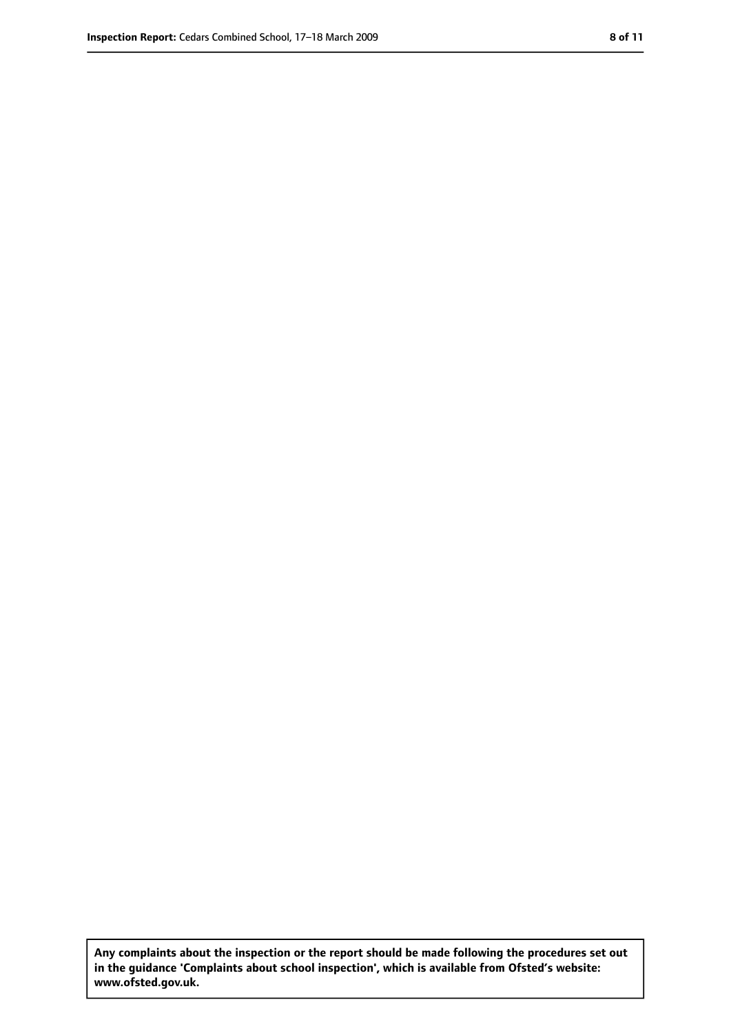**Any complaints about the inspection or the report should be made following the procedures set out in the guidance 'Complaints about school inspection', which is available from Ofsted's website: www.ofsted.gov.uk.**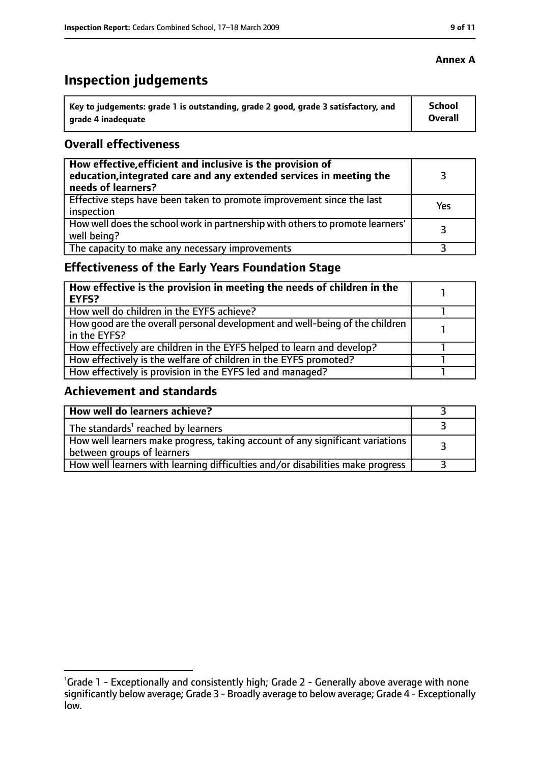**Annex A**

# Inspection judgements

| Key to judgements: grade 1 is outstanding, grade 2 good, grade 3 satisfactory, and grade 4 inadequate | School Overall |
|---|---|

## Overall effectiveness

| | |
|---|---|
| **How effective, efficient and inclusive is the provision of education, integrated care and any extended services in meeting the needs of learners?** | 3 |
| Effective steps have been taken to promote improvement since the last inspection | Yes |
| How well does the school work in partnership with others to promote learners' well being? | 3 |
| The capacity to make any necessary improvements | 3 |

## Effectiveness of the Early Years Foundation Stage

| | |
|---|---|
| **How effective is the provision in meeting the needs of children in the EYFS?** | 1 |
| How well do children in the EYFS achieve? | 1 |
| How good are the overall personal development and well-being of the children in the EYFS? | 1 |
| How effectively are children in the EYFS helped to learn and develop? | 1 |
| How effectively is the welfare of children in the EYFS promoted? | 1 |
| How effectively is provision in the EYFS led and managed? | 1 |

## Achievement and standards

| | |
|---|---|
| **How well do learners achieve?** | 3 |
| The standards[1] reached by learners | 3 |
| How well learners make progress, taking account of any significant variations between groups of learners | 3 |
| How well learners with learning difficulties and/or disabilities make progress | 3 |

[1]Grade 1 - Exceptionally and consistently high; Grade 2 - Generally above average with none significantly below average; Grade 3 - Broadly average to below average; Grade 4 - Exceptionally low.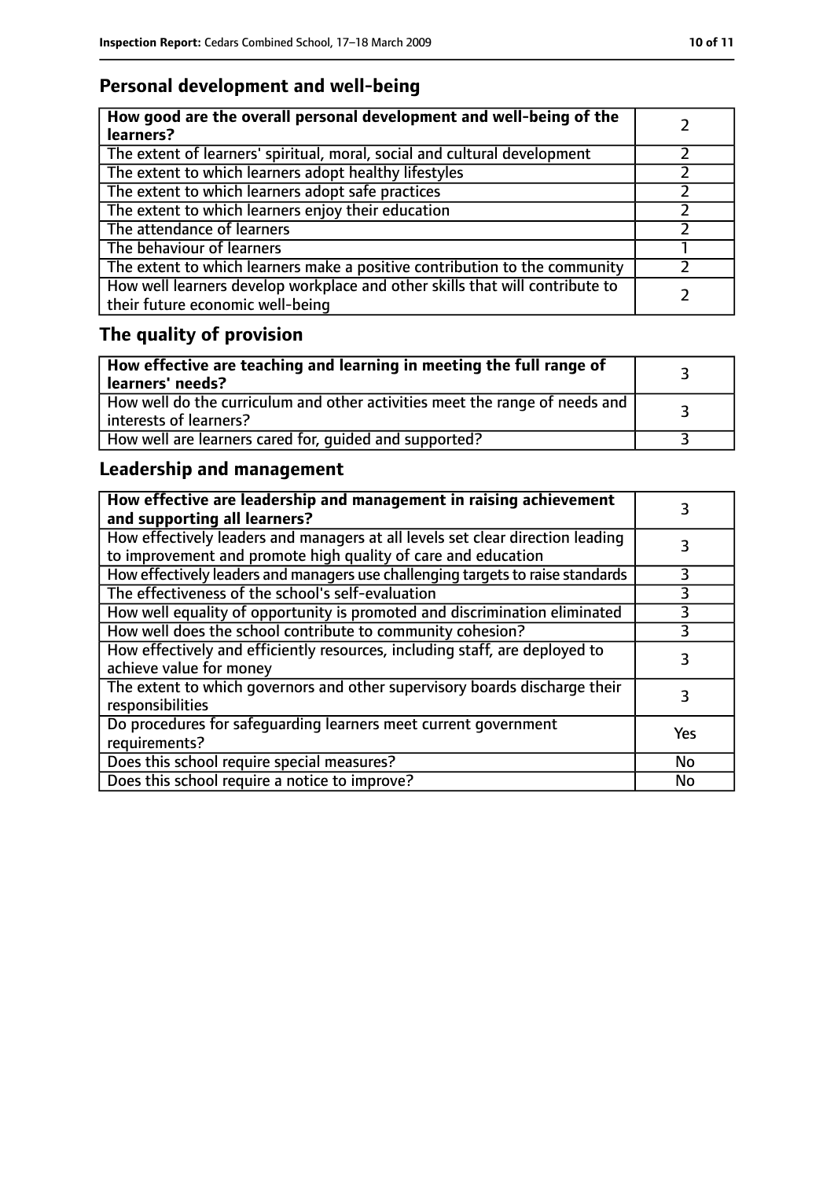## Personal development and well-being

| How good are the overall personal development and well-being of the learners? | 2 |
|---|---|
| The extent of learners' spiritual, moral, social and cultural development | 2 |
| The extent to which learners adopt healthy lifestyles | 2 |
| The extent to which learners adopt safe practices | 2 |
| The extent to which learners enjoy their education | 2 |
| The attendance of learners | 2 |
| The behaviour of learners | 1 |
| The extent to which learners make a positive contribution to the community | 2 |
| How well learners develop workplace and other skills that will contribute to their future economic well-being | 2 |

## The quality of provision

| How effective are teaching and learning in meeting the full range of learners' needs? | 3 |
|---|---|
| How well do the curriculum and other activities meet the range of needs and interests of learners? | 3 |
| How well are learners cared for, guided and supported? | 3 |

## Leadership and management

| How effective are leadership and management in raising achievement and supporting all learners? | 3 |
|---|---|
| How effectively leaders and managers at all levels set clear direction leading to improvement and promote high quality of care and education | 3 |
| How effectively leaders and managers use challenging targets to raise standards | 3 |
| The effectiveness of the school's self-evaluation | 3 |
| How well equality of opportunity is promoted and discrimination eliminated | 3 |
| How well does the school contribute to community cohesion? | 3 |
| How effectively and efficiently resources, including staff, are deployed to achieve value for money | 3 |
| The extent to which governors and other supervisory boards discharge their responsibilities | 3 |
| Do procedures for safeguarding learners meet current government requirements? | Yes |
| Does this school require special measures? | No |
| Does this school require a notice to improve? | No |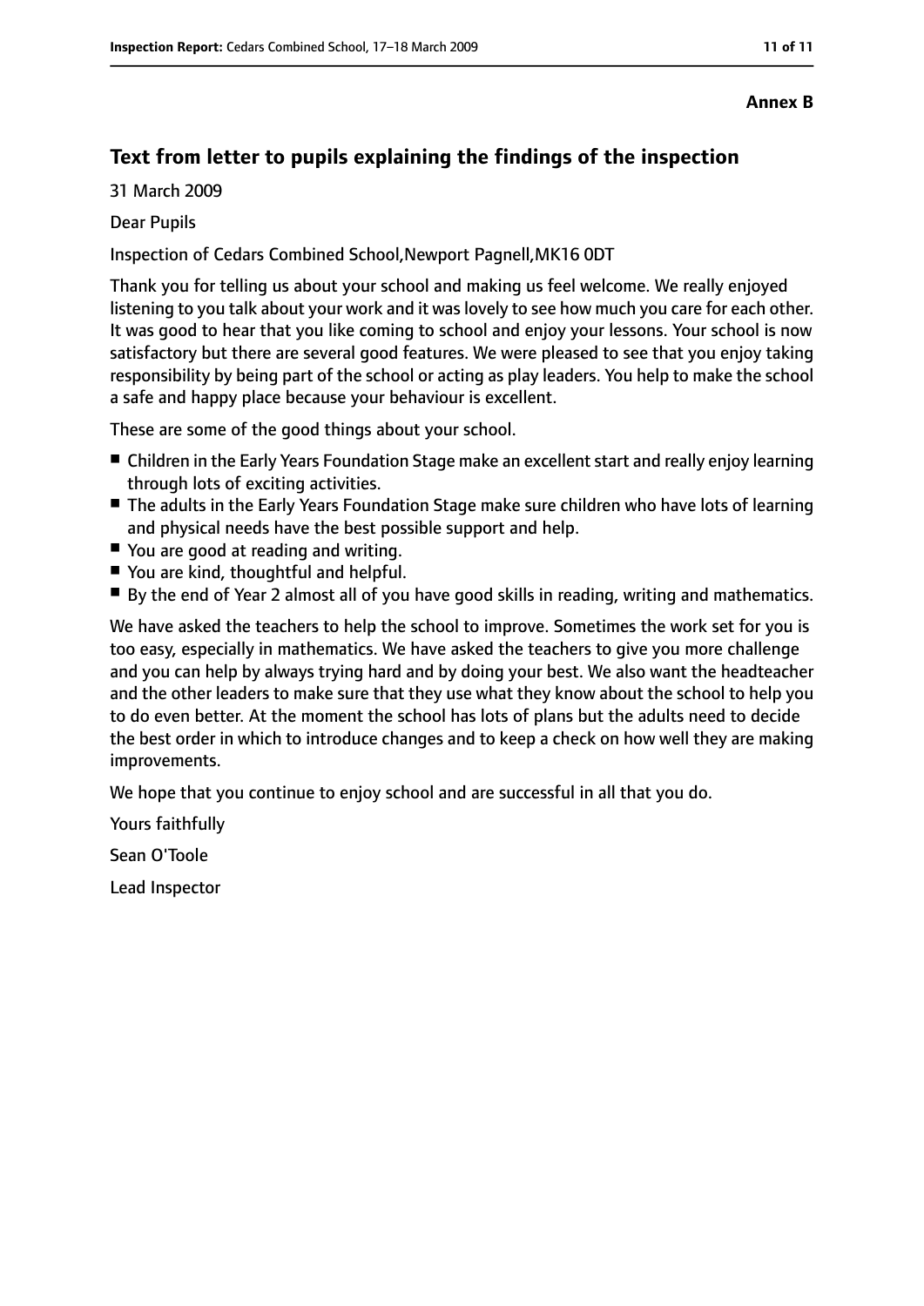**Annex B**

## Text from letter to pupils explaining the findings of the inspection

31 March 2009

Dear Pupils

Inspection of Cedars Combined School,Newport Pagnell,MK16 0DT

Thank you for telling us about your school and making us feel welcome. We really enjoyed listening to you talk about your work and it was lovely to see how much you care for each other. It was good to hear that you like coming to school and enjoy your lessons. Your school is now satisfactory but there are several good features. We were pleased to see that you enjoy taking responsibility by being part of the school or acting as play leaders. You help to make the school a safe and happy place because your behaviour is excellent.

These are some of the good things about your school.

- Children in the Early Years Foundation Stage make an excellent start and really enjoy learning through lots of exciting activities.
- The adults in the Early Years Foundation Stage make sure children who have lots of learning and physical needs have the best possible support and help.
- You are good at reading and writing.
- You are kind, thoughtful and helpful.
- By the end of Year 2 almost all of you have good skills in reading, writing and mathematics.

We have asked the teachers to help the school to improve. Sometimes the work set for you is too easy, especially in mathematics. We have asked the teachers to give you more challenge and you can help by always trying hard and by doing your best. We also want the headteacher and the other leaders to make sure that they use what they know about the school to help you to do even better. At the moment the school has lots of plans but the adults need to decide the best order in which to introduce changes and to keep a check on how well they are making improvements.

We hope that you continue to enjoy school and are successful in all that you do.

Yours faithfully

Sean O'Toole

Lead Inspector